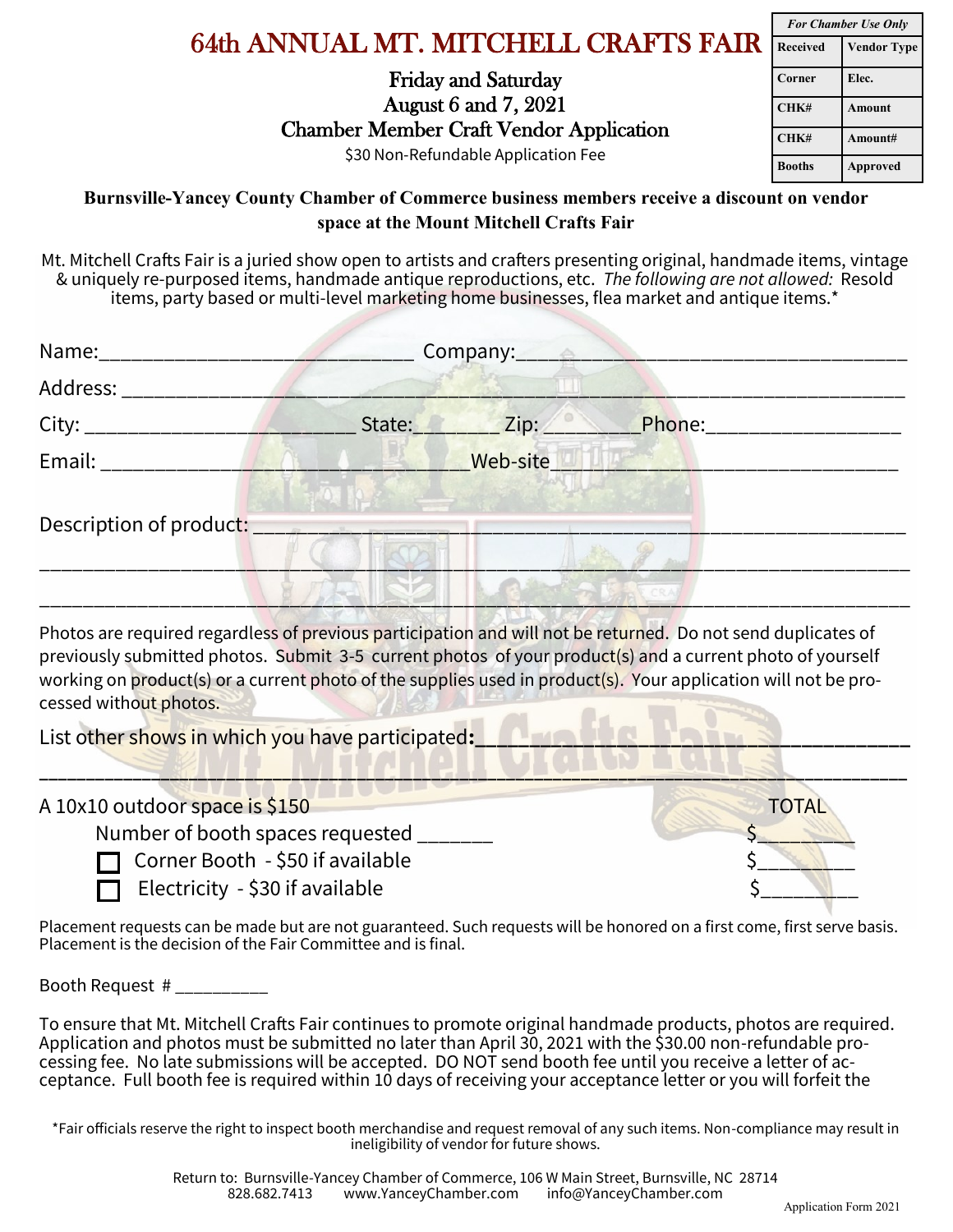# 64th ANNUAL MT. MITCHELL CRAFTS FAIR

| *For Chamber Use Only* | |
|---|---|
| Received | Vendor Type |
| Corner | Elec. |
| CHK# | Amount |
| CHK# | Amount# |
| Booths | Approved |

## Friday and Saturday
## August 6 and 7, 2021
## Chamber Member Craft Vendor Application

$30 Non-Refundable Application Fee

**Burnsville-Yancey County Chamber of Commerce business members receive a discount on vendor space at the Mount Mitchell Crafts Fair**

Mt. Mitchell Crafts Fair is a juried show open to artists and crafters presenting original, handmade items, vintage & uniquely re-purposed items, handmade antique reproductions, etc. *The following are not allowed:* Resold items, party based or multi-level marketing home businesses, flea market and antique items.*

Name:_____________________________ Company:____________________________________

Address: ________________________________________________________________________

City: _________________________ State:________ Zip: _________Phone:__________________

Email: ___________________________________Web-site_______________________________

Description of product: ____________________________________________________________

_______________________________________________________________________________

_______________________________________________________________________________

Photos are required regardless of previous participation and will not be returned. Do not send duplicates of previously submitted photos. Submit 3-5 current photos of your product(s) and a current photo of yourself working on product(s) or a current photo of the supplies used in product(s). Your application will not be processed without photos.

List other shows in which you have participated**:**____________________________________

_______________________________________________________________________________

A 10x10 outdoor space is $150 — TOTAL

- Number of booth spaces requested _______ $_________
- ☐ Corner Booth - $50 if available $_________
- ☐ Electricity - $30 if available $_________

Placement requests can be made but are not guaranteed. Such requests will be honored on a first come, first serve basis. Placement is the decision of the Fair Committee and is final.

Booth Request # __________

To ensure that Mt. Mitchell Crafts Fair continues to promote original handmade products, photos are required. Application and photos must be submitted no later than April 30, 2021 with the $30.00 non-refundable processing fee. No late submissions will be accepted. DO NOT send booth fee until you receive a letter of acceptance. Full booth fee is required within 10 days of receiving your acceptance letter or you will forfeit the

*Fair officials reserve the right to inspect booth merchandise and request removal of any such items. Non-compliance may result in ineligibility of vendor for future shows.

Return to: Burnsville-Yancey Chamber of Commerce, 106 W Main Street, Burnsville, NC 28714
828.682.7413 www.YanceyChamber.com info@YanceyChamber.com

Application Form 2021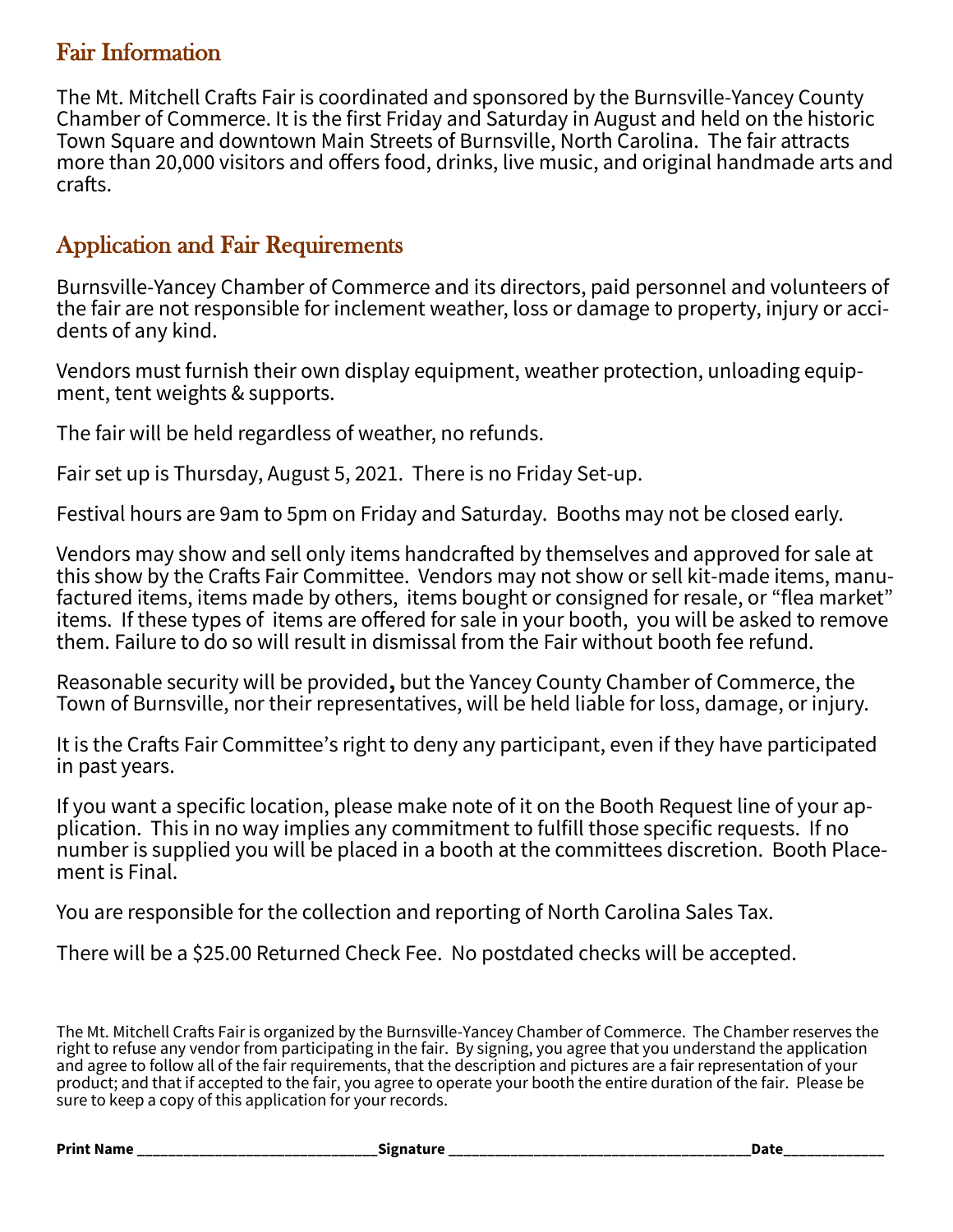## Fair Information

The Mt. Mitchell Crafts Fair is coordinated and sponsored by the Burnsville-Yancey County Chamber of Commerce. It is the first Friday and Saturday in August and held on the historic Town Square and downtown Main Streets of Burnsville, North Carolina. The fair attracts more than 20,000 visitors and offers food, drinks, live music, and original handmade arts and crafts.

## Application and Fair Requirements

Burnsville-Yancey Chamber of Commerce and its directors, paid personnel and volunteers of the fair are not responsible for inclement weather, loss or damage to property, injury or accidents of any kind.

Vendors must furnish their own display equipment, weather protection, unloading equipment, tent weights & supports.

The fair will be held regardless of weather, no refunds.

Fair set up is Thursday, August 5, 2021. There is no Friday Set-up.

Festival hours are 9am to 5pm on Friday and Saturday. Booths may not be closed early.

Vendors may show and sell only items handcrafted by themselves and approved for sale at this show by the Crafts Fair Committee. Vendors may not show or sell kit-made items, manufactured items, items made by others, items bought or consigned for resale, or "flea market" items. If these types of items are offered for sale in your booth, you will be asked to remove them. Failure to do so will result in dismissal from the Fair without booth fee refund.

Reasonable security will be provided**,** but the Yancey County Chamber of Commerce, the Town of Burnsville, nor their representatives, will be held liable for loss, damage, or injury.

It is the Crafts Fair Committee's right to deny any participant, even if they have participated in past years.

If you want a specific location, please make note of it on the Booth Request line of your application. This in no way implies any commitment to fulfill those specific requests. If no number is supplied you will be placed in a booth at the committees discretion. Booth Placement is Final.

You are responsible for the collection and reporting of North Carolina Sales Tax.

There will be a $25.00 Returned Check Fee. No postdated checks will be accepted.

The Mt. Mitchell Crafts Fair is organized by the Burnsville-Yancey Chamber of Commerce. The Chamber reserves the right to refuse any vendor from participating in the fair. By signing, you agree that you understand the application and agree to follow all of the fair requirements, that the description and pictures are a fair representation of your product; and that if accepted to the fair, you agree to operate your booth the entire duration of the fair. Please be sure to keep a copy of this application for your records.

**Print Name** ______________________________ **Signature** ______________________________________ **Date** _____________